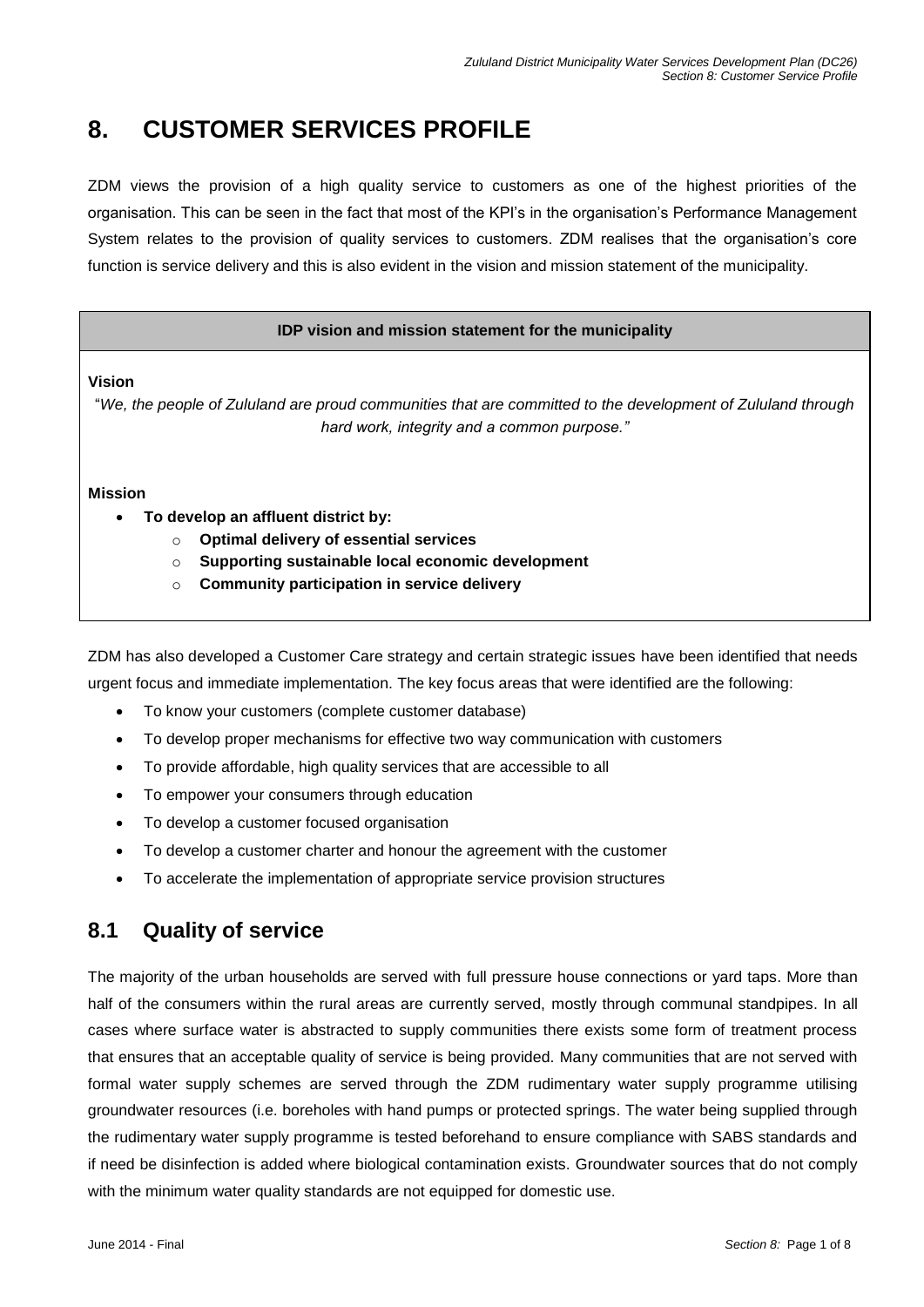# 8. CUSTOMER SERVICES PROFILE

ZDM views the provision of a high quality service to customers as one of the highest priorities of the organisation. This can be seen in the fact that most of the KPI's in the organisation's Performance Management System relates to the provision of quality services to customers. ZDM realises that the organisation's core function is service delivery and this is also evident in the vision and mission statement of the municipality.

| IDP vision and mission statement for the municipality |
|---|
| **Vision**<br>"*We, the people of Zululand are proud communities that are committed to the development of Zululand through hard work, integrity and a common purpose.*"<br><br>**Mission**<br>• **To develop an affluent district by:**<br>  o **Optimal delivery of essential services**<br>  o **Supporting sustainable local economic development**<br>  o **Community participation in service delivery** |

ZDM has also developed a Customer Care strategy and certain strategic issues have been identified that needs urgent focus and immediate implementation. The key focus areas that were identified are the following:

- To know your customers (complete customer database)
- To develop proper mechanisms for effective two way communication with customers
- To provide affordable, high quality services that are accessible to all
- To empower your consumers through education
- To develop a customer focused organisation
- To develop a customer charter and honour the agreement with the customer
- To accelerate the implementation of appropriate service provision structures

## 8.1 Quality of service

The majority of the urban households are served with full pressure house connections or yard taps. More than half of the consumers within the rural areas are currently served, mostly through communal standpipes. In all cases where surface water is abstracted to supply communities there exists some form of treatment process that ensures that an acceptable quality of service is being provided. Many communities that are not served with formal water supply schemes are served through the ZDM rudimentary water supply programme utilising groundwater resources (i.e. boreholes with hand pumps or protected springs. The water being supplied through the rudimentary water supply programme is tested beforehand to ensure compliance with SABS standards and if need be disinfection is added where biological contamination exists. Groundwater sources that do not comply with the minimum water quality standards are not equipped for domestic use.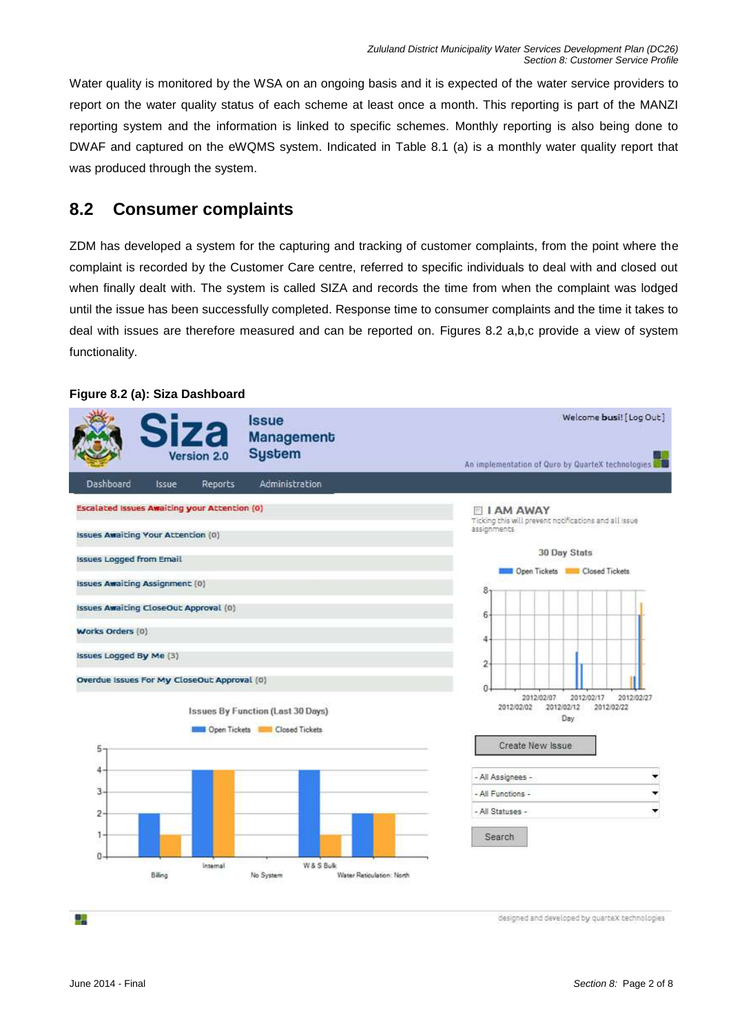Water quality is monitored by the WSA on an ongoing basis and it is expected of the water service providers to report on the water quality status of each scheme at least once a month. This reporting is part of the MANZI reporting system and the information is linked to specific schemes. Monthly reporting is also being done to DWAF and captured on the eWQMS system. Indicated in Table 8.1 (a) is a monthly water quality report that was produced through the system.

## 8.2 Consumer complaints

ZDM has developed a system for the capturing and tracking of customer complaints, from the point where the complaint is recorded by the Customer Care centre, referred to specific individuals to deal with and closed out when finally dealt with. The system is called SIZA and records the time from when the complaint was lodged until the issue has been successfully completed. Response time to consumer complaints and the time it takes to deal with issues are therefore measured and can be reported on. Figures 8.2 a,b,c provide a view of system functionality.

**Figure 8.2 (a): Siza Dashboard**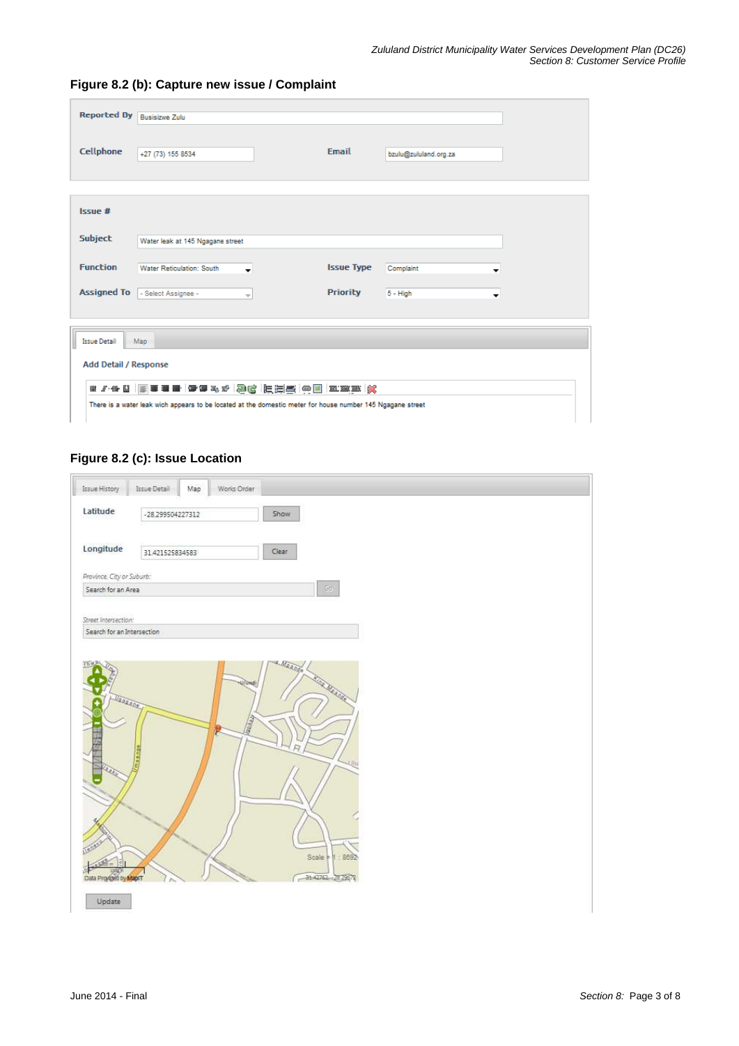## Figure 8.2 (b): Capture new issue / Complaint

| | | | |
|---|---|---|---|
| **Reported By** | Busisizwe Zulu | | |
| **Cellphone** | +27 (73) 155 8534 | **Email** | bzulu@zululand.org.za |

| | | | |
|---|---|---|---|
| **Issue #** | | | |
| **Subject** | Water leak at 145 Ngagane street | | |
| **Function** | Water Reticulation: South | **Issue Type** | Complaint |
| **Assigned To** | - Select Assignee - | **Priority** | 5 - High |

Issue Detail | Map

**Add Detail / Response**

There is a water leak wich appears to be located at the domestic meter for house number 145 Ngagane street

## Figure 8.2 (c): Issue Location

Issue History | Issue Detail | Map | Works Order

**Latitude** -28.299504227312 [Show]

**Longitude** 31.421525834583 [Clear]

*Province, City or Suburb:*

Search for an Area [Go]

*Street Intersection:*

Search for an Intersection

Scale = 1 : 8692

Data Provided by MapIT

[Update]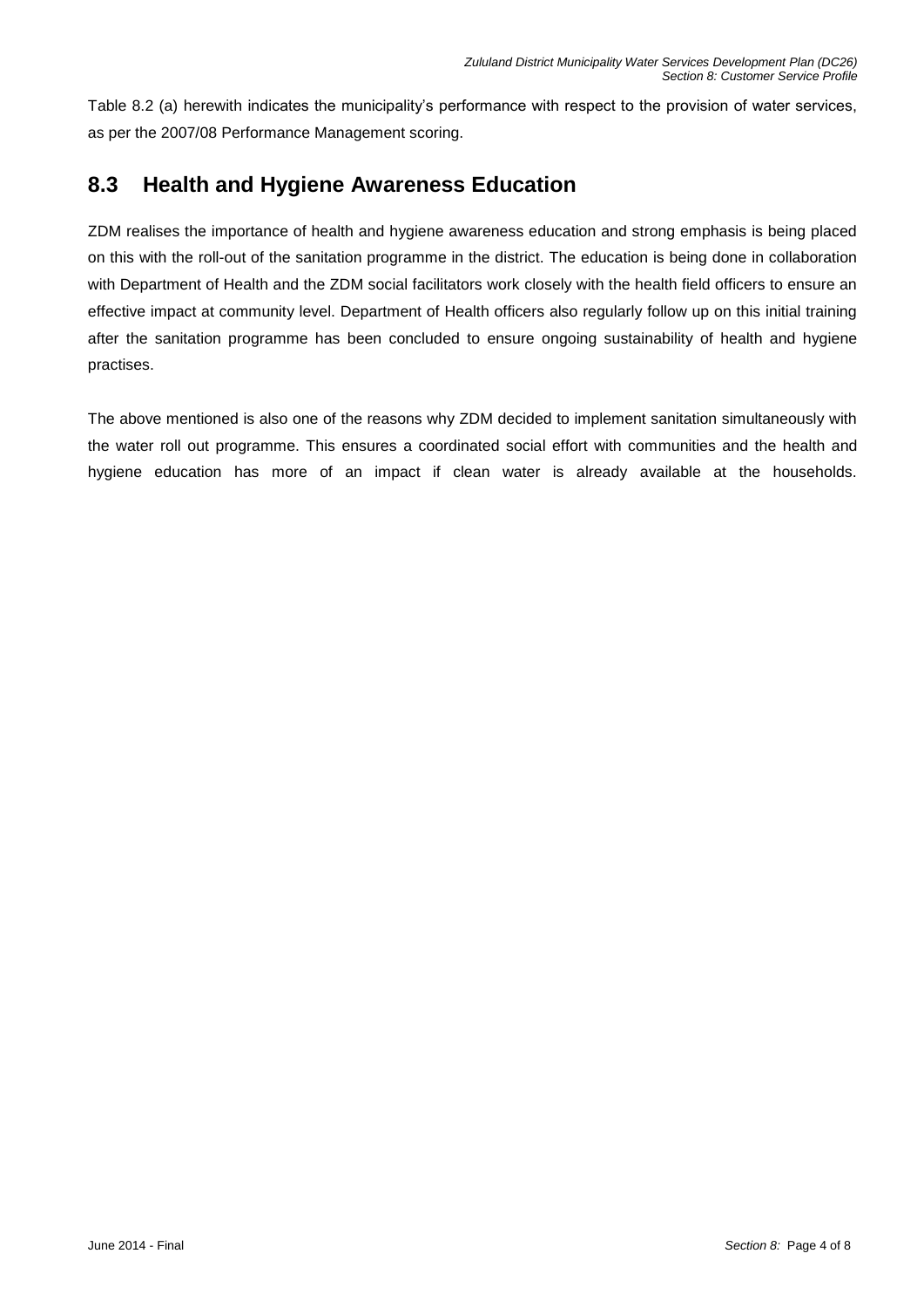Table 8.2 (a) herewith indicates the municipality's performance with respect to the provision of water services, as per the 2007/08 Performance Management scoring.

## 8.3 Health and Hygiene Awareness Education

ZDM realises the importance of health and hygiene awareness education and strong emphasis is being placed on this with the roll-out of the sanitation programme in the district. The education is being done in collaboration with Department of Health and the ZDM social facilitators work closely with the health field officers to ensure an effective impact at community level. Department of Health officers also regularly follow up on this initial training after the sanitation programme has been concluded to ensure ongoing sustainability of health and hygiene practises.

The above mentioned is also one of the reasons why ZDM decided to implement sanitation simultaneously with the water roll out programme. This ensures a coordinated social effort with communities and the health and hygiene education has more of an impact if clean water is already available at the households.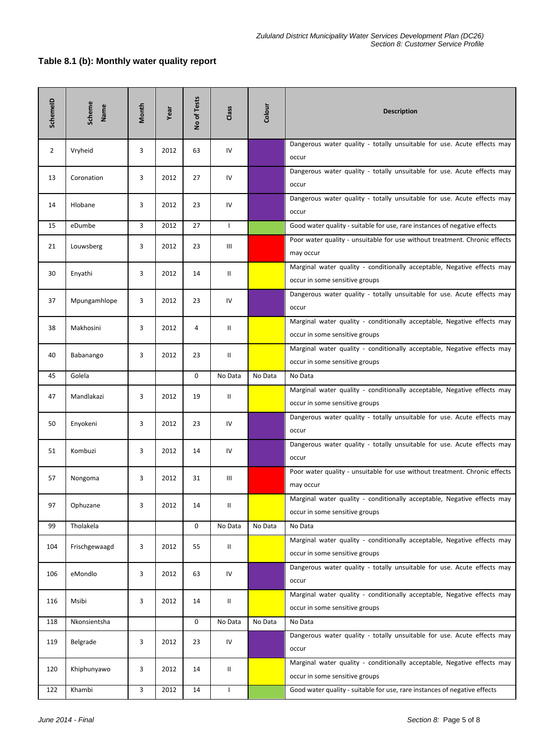## Table 8.1 (b): Monthly water quality report

| SchemeID | Scheme Name | Month | Year | No of Tests | Class | Colour | Description |
|---|---|---|---|---|---|---|---|
| 2 | Vryheid | 3 | 2012 | 63 | IV | | Dangerous water quality - totally unsuitable for use. Acute effects may occur |
| 13 | Coronation | 3 | 2012 | 27 | IV | | Dangerous water quality - totally unsuitable for use. Acute effects may occur |
| 14 | Hlobane | 3 | 2012 | 23 | IV | | Dangerous water quality - totally unsuitable for use. Acute effects may occur |
| 15 | eDumbe | 3 | 2012 | 27 | I | | Good water quality - suitable for use, rare instances of negative effects |
| 21 | Louwsberg | 3 | 2012 | 23 | III | | Poor water quality - unsuitable for use without treatment. Chronic effects may occur |
| 30 | Enyathi | 3 | 2012 | 14 | II | | Marginal water quality - conditionally acceptable, Negative effects may occur in some sensitive groups |
| 37 | Mpungamhlope | 3 | 2012 | 23 | IV | | Dangerous water quality - totally unsuitable for use. Acute effects may occur |
| 38 | Makhosini | 3 | 2012 | 4 | II | | Marginal water quality - conditionally acceptable, Negative effects may occur in some sensitive groups |
| 40 | Babanango | 3 | 2012 | 23 | II | | Marginal water quality - conditionally acceptable, Negative effects may occur in some sensitive groups |
| 45 | Golela | | | 0 | No Data | No Data | No Data |
| 47 | Mandlakazi | 3 | 2012 | 19 | II | | Marginal water quality - conditionally acceptable, Negative effects may occur in some sensitive groups |
| 50 | Enyokeni | 3 | 2012 | 23 | IV | | Dangerous water quality - totally unsuitable for use. Acute effects may occur |
| 51 | Kombuzi | 3 | 2012 | 14 | IV | | Dangerous water quality - totally unsuitable for use. Acute effects may occur |
| 57 | Nongoma | 3 | 2012 | 31 | III | | Poor water quality - unsuitable for use without treatment. Chronic effects may occur |
| 97 | Ophuzane | 3 | 2012 | 14 | II | | Marginal water quality - conditionally acceptable, Negative effects may occur in some sensitive groups |
| 99 | Tholakela | | | 0 | No Data | No Data | No Data |
| 104 | Frischgewaagd | 3 | 2012 | 55 | II | | Marginal water quality - conditionally acceptable, Negative effects may occur in some sensitive groups |
| 106 | eMondlo | 3 | 2012 | 63 | IV | | Dangerous water quality - totally unsuitable for use. Acute effects may occur |
| 116 | Msibi | 3 | 2012 | 14 | II | | Marginal water quality - conditionally acceptable, Negative effects may occur in some sensitive groups |
| 118 | Nkonsientsha | | | 0 | No Data | No Data | No Data |
| 119 | Belgrade | 3 | 2012 | 23 | IV | | Dangerous water quality - totally unsuitable for use. Acute effects may occur |
| 120 | Khiphunyawo | 3 | 2012 | 14 | II | | Marginal water quality - conditionally acceptable, Negative effects may occur in some sensitive groups |
| 122 | Khambi | 3 | 2012 | 14 | I | | Good water quality - suitable for use, rare instances of negative effects |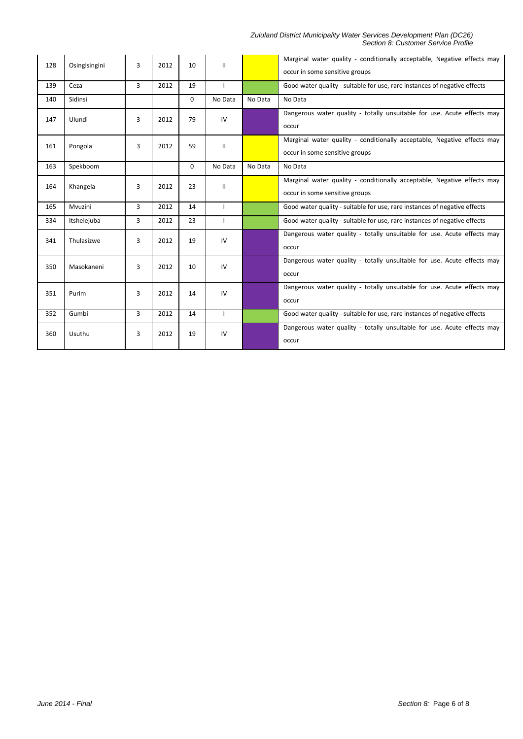| | | | | | | | |
|---|---|---|---|---|---|---|---|
| 128 | Osingisingini | 3 | 2012 | 10 | II | | Marginal water quality - conditionally acceptable, Negative effects may occur in some sensitive groups |
| 139 | Ceza | 3 | 2012 | 19 | I | | Good water quality - suitable for use, rare instances of negative effects |
| 140 | Sidinsi | | | 0 | No Data | No Data | No Data |
| 147 | Ulundi | 3 | 2012 | 79 | IV | | Dangerous water quality - totally unsuitable for use. Acute effects may occur |
| 161 | Pongola | 3 | 2012 | 59 | II | | Marginal water quality - conditionally acceptable, Negative effects may occur in some sensitive groups |
| 163 | Spekboom | | | 0 | No Data | No Data | No Data |
| 164 | Khangela | 3 | 2012 | 23 | II | | Marginal water quality - conditionally acceptable, Negative effects may occur in some sensitive groups |
| 165 | Mvuzini | 3 | 2012 | 14 | I | | Good water quality - suitable for use, rare instances of negative effects |
| 334 | Itshelejuba | 3 | 2012 | 23 | I | | Good water quality - suitable for use, rare instances of negative effects |
| 341 | Thulasizwe | 3 | 2012 | 19 | IV | | Dangerous water quality - totally unsuitable for use. Acute effects may occur |
| 350 | Masokaneni | 3 | 2012 | 10 | IV | | Dangerous water quality - totally unsuitable for use. Acute effects may occur |
| 351 | Purim | 3 | 2012 | 14 | IV | | Dangerous water quality - totally unsuitable for use. Acute effects may occur |
| 352 | Gumbi | 3 | 2012 | 14 | I | | Good water quality - suitable for use, rare instances of negative effects |
| 360 | Usuthu | 3 | 2012 | 19 | IV | | Dangerous water quality - totally unsuitable for use. Acute effects may occur |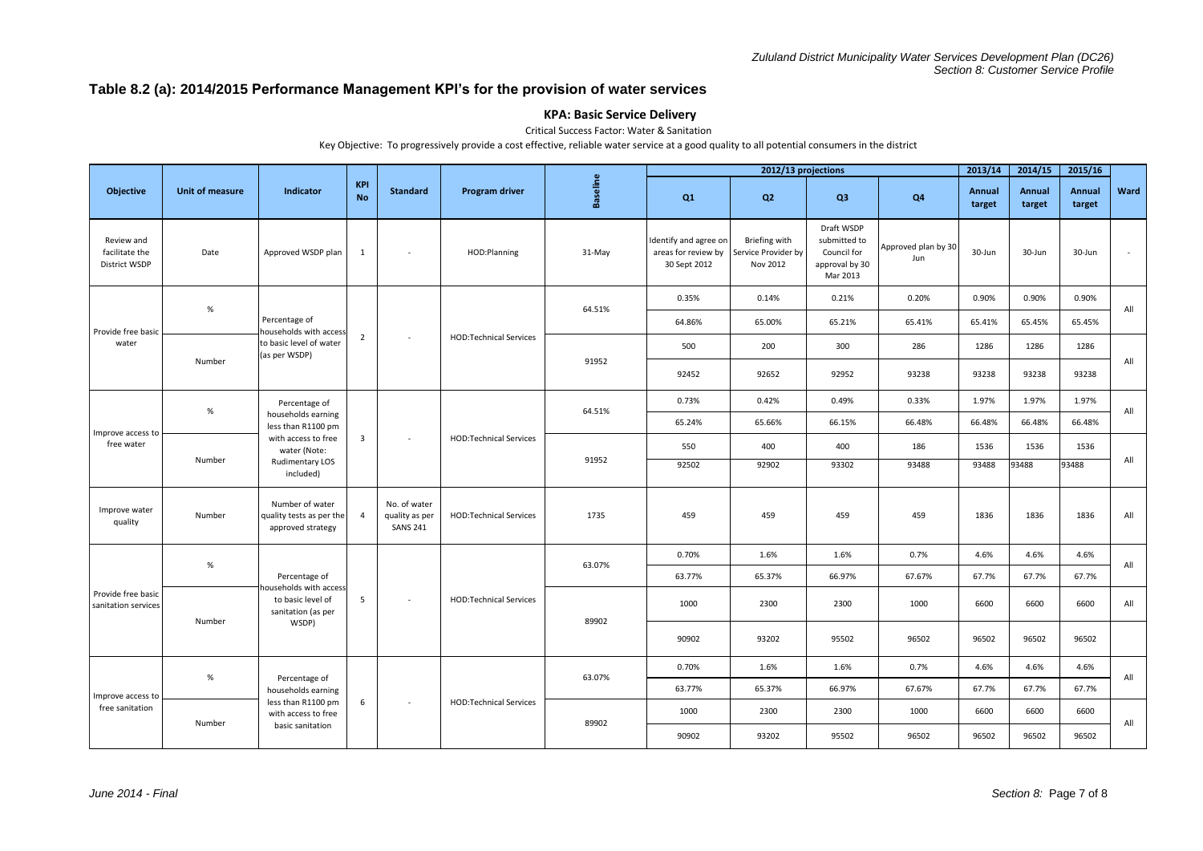## Table 8.2 (a): 2014/2015 Performance Management KPI's for the provision of water services

### KPA: Basic Service Delivery

Critical Success Factor: Water & Sanitation

Key Objective: To progressively provide a cost effective, reliable water service at a good quality to all potential consumers in the district

| Objective | Unit of measure | Indicator | KPI No | Standard | Program driver | Baseline | 2012/13 projections | | | | 2013/14 | 2014/15 | 2015/16 | Ward |
|---|---|---|---|---|---|---|---|---|---|---|---|---|---|---|
| | | | | | | | Q1 | Q2 | Q3 | Q4 | Annual target | Annual target | Annual target | |
| Review and facilitate the District WSDP | Date | Approved WSDP plan | 1 | - | HOD:Planning | 31-May | Identify and agree on areas for review by 30 Sept 2012 | Briefing with Service Provider by Nov 2012 | Draft WSDP submitted to Council for approval by 30 Mar 2013 | Approved plan by 30 Jun | 30-Jun | 30-Jun | 30-Jun | - |
| Provide free basic water | % | Percentage of households with access to basic level of water (as per WSDP) | 2 | - | HOD:Technical Services | 64.51% | 0.35% | 0.14% | 0.21% | 0.20% | 0.90% | 0.90% | 0.90% | All |
| | | | | | | | 64.86% | 65.00% | 65.21% | 65.41% | 65.41% | 65.45% | 65.45% | |
| | Number | | | | | 91952 | 500 | 200 | 300 | 286 | 1286 | 1286 | 1286 | All |
| | | | | | | | 92452 | 92652 | 92952 | 93238 | 93238 | 93238 | 93238 | |
| Improve access to free water | % | Percentage of households earning less than R1100 pm with access to free water (Note: Rudimentary LOS included) | 3 | - | HOD:Technical Services | 64.51% | 0.73% | 0.42% | 0.49% | 0.33% | 1.97% | 1.97% | 1.97% | All |
| | | | | | | | 65.24% | 65.66% | 66.15% | 66.48% | 66.48% | 66.48% | 66.48% | |
| | Number | | | | | 91952 | 550 | 400 | 400 | 186 | 1536 | 1536 | 1536 | All |
| | | | | | | | 92502 | 92902 | 93302 | 93488 | 93488 | 93488 | 93488 | |
| Improve water quality | Number | Number of water quality tests as per the approved strategy | 4 | No. of water quality as per SANS 241 | HOD:Technical Services | 1735 | 459 | 459 | 459 | 459 | 1836 | 1836 | 1836 | All |
| Provide free basic sanitation services | % | Percentage of households with access to basic level of sanitation (as per WSDP) | 5 | - | HOD:Technical Services | 63.07% | 0.70% | 1.6% | 1.6% | 0.7% | 4.6% | 4.6% | 4.6% | All |
| | | | | | | | 63.77% | 65.37% | 66.97% | 67.67% | 67.7% | 67.7% | 67.7% | |
| | Number | | | | | 89902 | 1000 | 2300 | 2300 | 1000 | 6600 | 6600 | 6600 | All |
| | | | | | | | 90902 | 93202 | 95502 | 96502 | 96502 | 96502 | 96502 | |
| Improve access to free sanitation | % | Percentage of households earning less than R1100 pm with access to free basic sanitation | 6 | - | HOD:Technical Services | 63.07% | 0.70% | 1.6% | 1.6% | 0.7% | 4.6% | 4.6% | 4.6% | All |
| | | | | | | | 63.77% | 65.37% | 66.97% | 67.67% | 67.7% | 67.7% | 67.7% | |
| | Number | | | | | 89902 | 1000 | 2300 | 2300 | 1000 | 6600 | 6600 | 6600 | All |
| | | | | | | | 90902 | 93202 | 95502 | 96502 | 96502 | 96502 | 96502 | |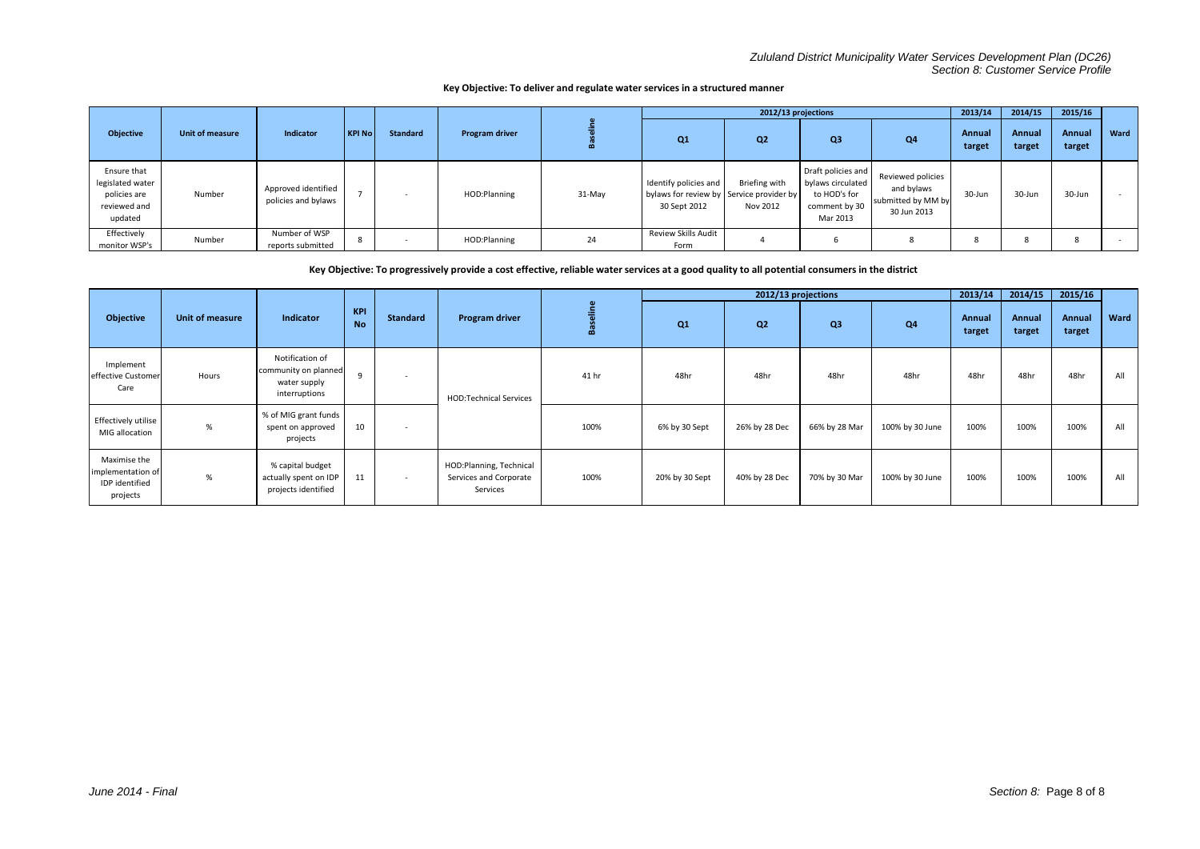**Key Objective: To deliver and regulate water services in a structured manner**

| Objective | Unit of measure | Indicator | KPI No | Standard | Program driver | Baseline | 2012/13 projections | | | | 2013/14 | 2014/15 | 2015/16 | Ward |
|---|---|---|---|---|---|---|---|---|---|---|---|---|---|---|
| | | | | | | | Q1 | Q2 | Q3 | Q4 | Annual target | Annual target | Annual target | |
| Ensure that legislated water policies are reviewed and updated | Number | Approved identified policies and bylaws | 7 | - | HOD:Planning | 31-May | Identify policies and bylaws for review by 30 Sept 2012 | Briefing with Service provider by Nov 2012 | Draft policies and bylaws circulated to HOD's for comment by 30 Mar 2013 | Reviewed policies and bylaws submitted by MM by 30 Jun 2013 | 30-Jun | 30-Jun | 30-Jun | - |
| Effectively monitor WSP's | Number | Number of WSP reports submitted | 8 | - | HOD:Planning | 24 | Review Skills Audit Form | 4 | 6 | 8 | 8 | 8 | 8 | - |

**Key Objective: To progressively provide a cost effective, reliable water services at a good quality to all potential consumers in the district**

| Objective | Unit of measure | Indicator | KPI No | Standard | Program driver | Baseline | 2012/13 projections | | | | 2013/14 | 2014/15 | 2015/16 | Ward |
|---|---|---|---|---|---|---|---|---|---|---|---|---|---|---|
| | | | | | | | Q1 | Q2 | Q3 | Q4 | Annual target | Annual target | Annual target | |
| Implement effective Customer Care | Hours | Notification of community on planned water supply interruptions | 9 | - | HOD:Technical Services | 41 hr | 48hr | 48hr | 48hr | 48hr | 48hr | 48hr | 48hr | All |
| Effectively utilise MIG allocation | % | % of MIG grant funds spent on approved projects | 10 | - | | 100% | 6% by 30 Sept | 26% by 28 Dec | 66% by 28 Mar | 100% by 30 June | 100% | 100% | 100% | All |
| Maximise the implementation of IDP identified projects | % | % capital budget actually spent on IDP projects identified | 11 | - | HOD:Planning, Technical Services and Corporate Services | 100% | 20% by 30 Sept | 40% by 28 Dec | 70% by 30 Mar | 100% by 30 June | 100% | 100% | 100% | All |